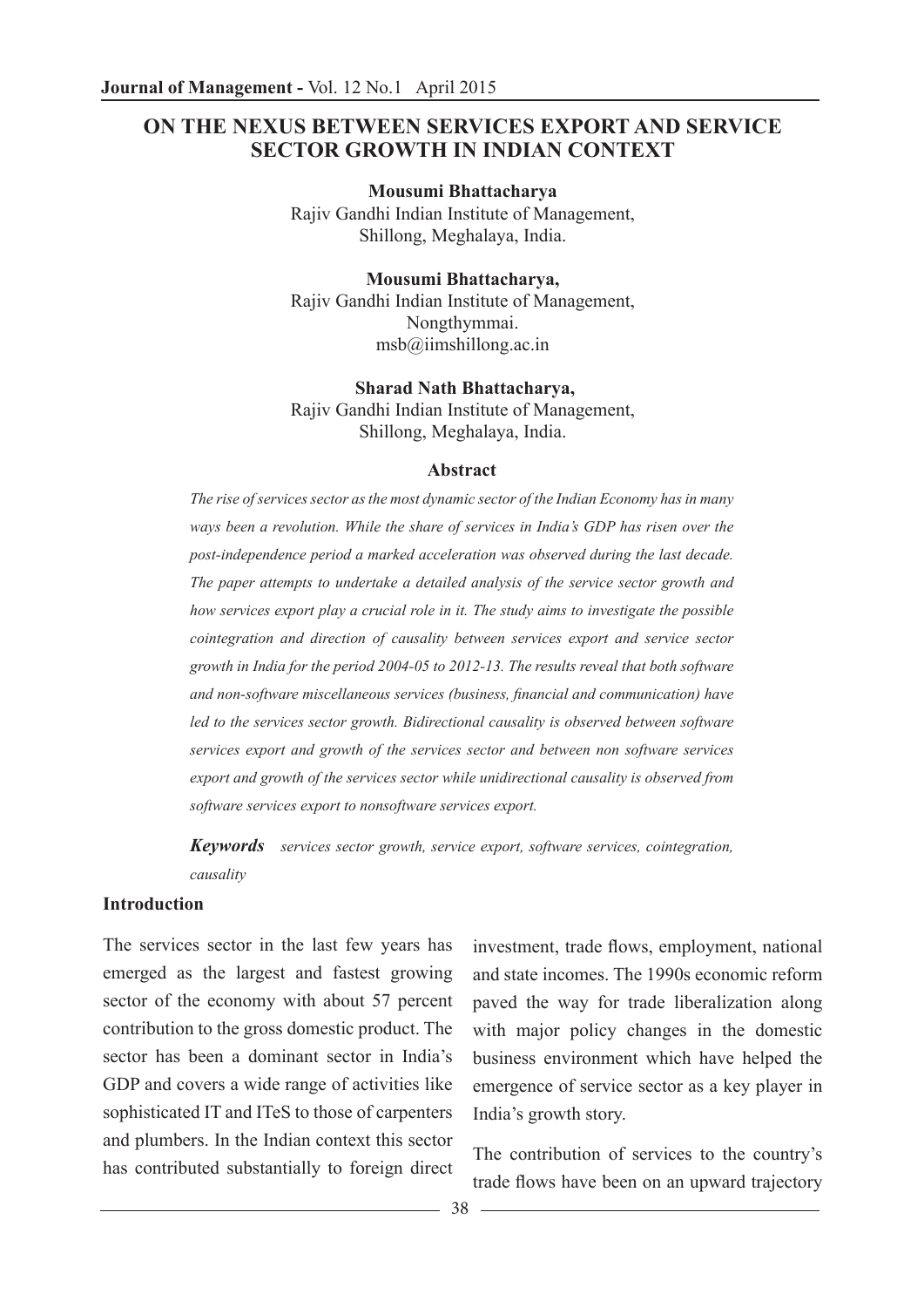# ON THE NEXUS BETWEEN SERVICES EXPORT AND SERVICE SECTOR GROWTH IN INDIAN CONTEXT

**Mousumi Bhattacharya**
Rajiv Gandhi Indian Institute of Management,
Shillong, Meghalaya, India.

**Mousumi Bhattacharya,**
Rajiv Gandhi Indian Institute of Management,
Nongthymmai.
msb@iimshillong.ac.in

**Sharad Nath Bhattacharya,**
Rajiv Gandhi Indian Institute of Management,
Shillong, Meghalaya, India.

## Abstract

*The rise of services sector as the most dynamic sector of the Indian Economy has in many ways been a revolution. While the share of services in India's GDP has risen over the post-independence period a marked acceleration was observed during the last decade. The paper attempts to undertake a detailed analysis of the service sector growth and how services export play a crucial role in it. The study aims to investigate the possible cointegration and direction of causality between services export and service sector growth in India for the period 2004-05 to 2012-13. The results reveal that both software and non-software miscellaneous services (business, financial and communication) have led to the services sector growth. Bidirectional causality is observed between software services export and growth of the services sector and between non software services export and growth of the services sector while unidirectional causality is observed from software services export to nonsoftware services export.*

***Keywords*** *services sector growth, service export, software services, cointegration, causality*

## Introduction

The services sector in the last few years has emerged as the largest and fastest growing sector of the economy with about 57 percent contribution to the gross domestic product. The sector has been a dominant sector in India's GDP and covers a wide range of activities like sophisticated IT and ITeS to those of carpenters and plumbers. In the Indian context this sector has contributed substantially to foreign direct investment, trade flows, employment, national and state incomes. The 1990s economic reform paved the way for trade liberalization along with major policy changes in the domestic business environment which have helped the emergence of service sector as a key player in India's growth story.

The contribution of services to the country's trade flows have been on an upward trajectory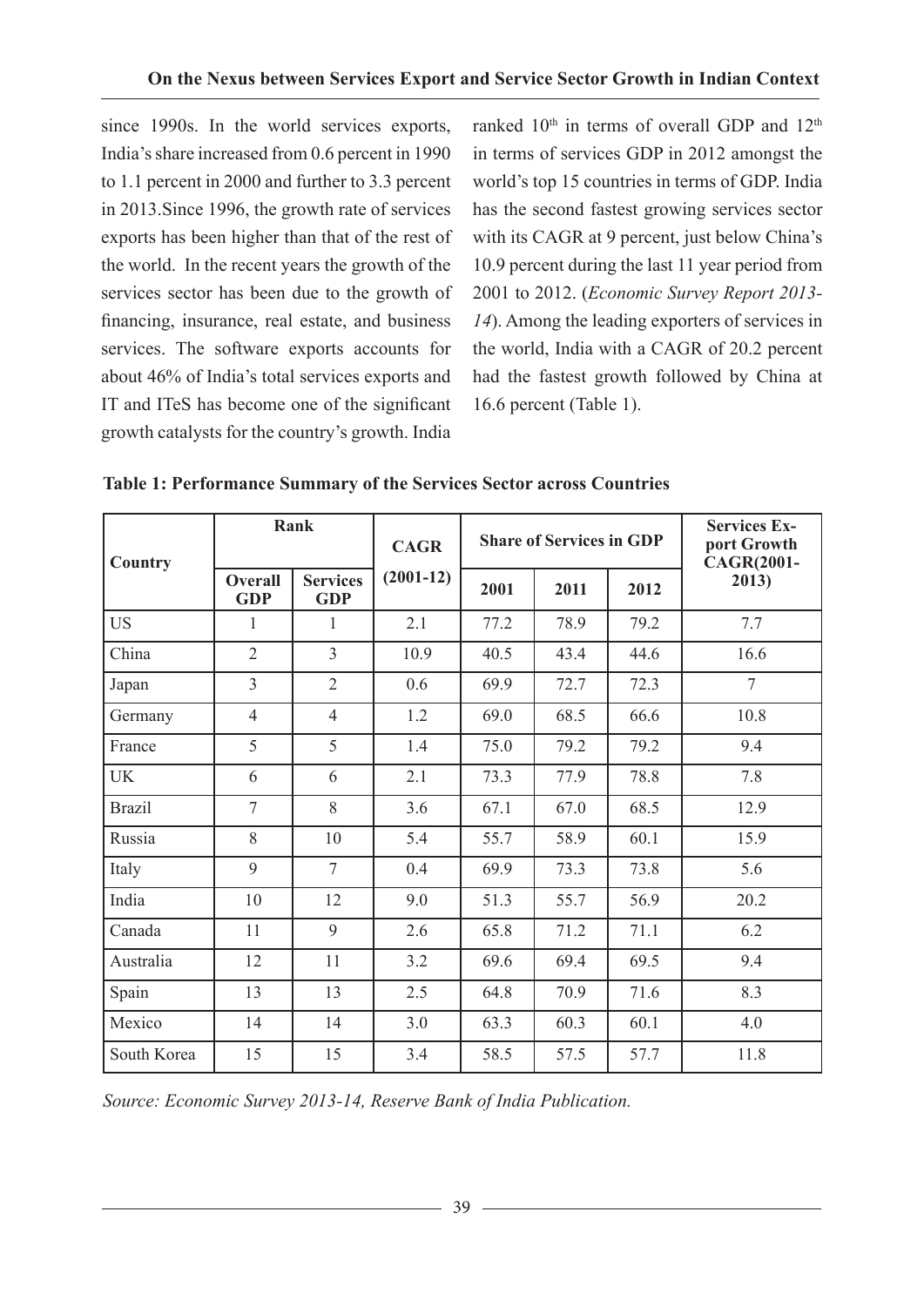since 1990s. In the world services exports, India's share increased from 0.6 percent in 1990 to 1.1 percent in 2000 and further to 3.3 percent in 2013.Since 1996, the growth rate of services exports has been higher than that of the rest of the world. In the recent years the growth of the services sector has been due to the growth of financing, insurance, real estate, and business services. The software exports accounts for about 46% of India's total services exports and IT and ITeS has become one of the significant growth catalysts for the country's growth. India ranked 10th in terms of overall GDP and 12th in terms of services GDP in 2012 amongst the world's top 15 countries in terms of GDP. India has the second fastest growing services sector with its CAGR at 9 percent, just below China's 10.9 percent during the last 11 year period from 2001 to 2012. (*Economic Survey Report 2013-14*). Among the leading exporters of services in the world, India with a CAGR of 20.2 percent had the fastest growth followed by China at 16.6 percent (Table 1).

**Table 1: Performance Summary of the Services Sector across Countries**

| Country | Rank | | CAGR | Share of Services in GDP | | | Services Export Growth CAGR(2001-2013) |
|---|---|---|---|---|---|---|---|
| | Overall GDP | Services GDP | (2001-12) | 2001 | 2011 | 2012 | |
| US | 1 | 1 | 2.1 | 77.2 | 78.9 | 79.2 | 7.7 |
| China | 2 | 3 | 10.9 | 40.5 | 43.4 | 44.6 | 16.6 |
| Japan | 3 | 2 | 0.6 | 69.9 | 72.7 | 72.3 | 7 |
| Germany | 4 | 4 | 1.2 | 69.0 | 68.5 | 66.6 | 10.8 |
| France | 5 | 5 | 1.4 | 75.0 | 79.2 | 79.2 | 9.4 |
| UK | 6 | 6 | 2.1 | 73.3 | 77.9 | 78.8 | 7.8 |
| Brazil | 7 | 8 | 3.6 | 67.1 | 67.0 | 68.5 | 12.9 |
| Russia | 8 | 10 | 5.4 | 55.7 | 58.9 | 60.1 | 15.9 |
| Italy | 9 | 7 | 0.4 | 69.9 | 73.3 | 73.8 | 5.6 |
| India | 10 | 12 | 9.0 | 51.3 | 55.7 | 56.9 | 20.2 |
| Canada | 11 | 9 | 2.6 | 65.8 | 71.2 | 71.1 | 6.2 |
| Australia | 12 | 11 | 3.2 | 69.6 | 69.4 | 69.5 | 9.4 |
| Spain | 13 | 13 | 2.5 | 64.8 | 70.9 | 71.6 | 8.3 |
| Mexico | 14 | 14 | 3.0 | 63.3 | 60.3 | 60.1 | 4.0 |
| South Korea | 15 | 15 | 3.4 | 58.5 | 57.5 | 57.7 | 11.8 |

*Source: Economic Survey 2013-14, Reserve Bank of India Publication.*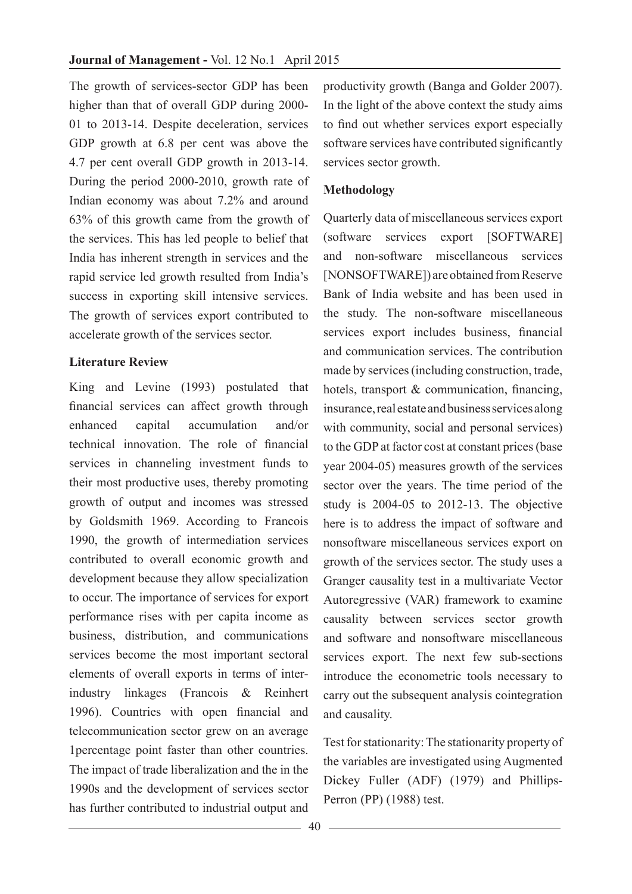The growth of services-sector GDP has been higher than that of overall GDP during 2000-01 to 2013-14. Despite deceleration, services GDP growth at 6.8 per cent was above the 4.7 per cent overall GDP growth in 2013-14. During the period 2000-2010, growth rate of Indian economy was about 7.2% and around 63% of this growth came from the growth of the services. This has led people to belief that India has inherent strength in services and the rapid service led growth resulted from India's success in exporting skill intensive services. The growth of services export contributed to accelerate growth of the services sector.

## Literature Review

King and Levine (1993) postulated that financial services can affect growth through enhanced capital accumulation and/or technical innovation. The role of financial services in channeling investment funds to their most productive uses, thereby promoting growth of output and incomes was stressed by Goldsmith 1969. According to Francois 1990, the growth of intermediation services contributed to overall economic growth and development because they allow specialization to occur. The importance of services for export performance rises with per capita income as business, distribution, and communications services become the most important sectoral elements of overall exports in terms of inter-industry linkages (Francois & Reinhert 1996). Countries with open financial and telecommunication sector grew on an average 1percentage point faster than other countries. The impact of trade liberalization and the in the 1990s and the development of services sector has further contributed to industrial output and productivity growth (Banga and Golder 2007). In the light of the above context the study aims to find out whether services export especially software services have contributed significantly services sector growth.

## Methodology

Quarterly data of miscellaneous services export (software services export [SOFTWARE] and non-software miscellaneous services [NONSOFTWARE]) are obtained from Reserve Bank of India website and has been used in the study. The non-software miscellaneous services export includes business, financial and communication services. The contribution made by services (including construction, trade, hotels, transport & communication, financing, insurance, real estate and business services along with community, social and personal services) to the GDP at factor cost at constant prices (base year 2004-05) measures growth of the services sector over the years. The time period of the study is 2004-05 to 2012-13. The objective here is to address the impact of software and nonsoftware miscellaneous services export on growth of the services sector. The study uses a Granger causality test in a multivariate Vector Autoregressive (VAR) framework to examine causality between services sector growth and software and nonsoftware miscellaneous services export. The next few sub-sections introduce the econometric tools necessary to carry out the subsequent analysis cointegration and causality.

Test for stationarity: The stationarity property of the variables are investigated using Augmented Dickey Fuller (ADF) (1979) and Phillips-Perron (PP) (1988) test.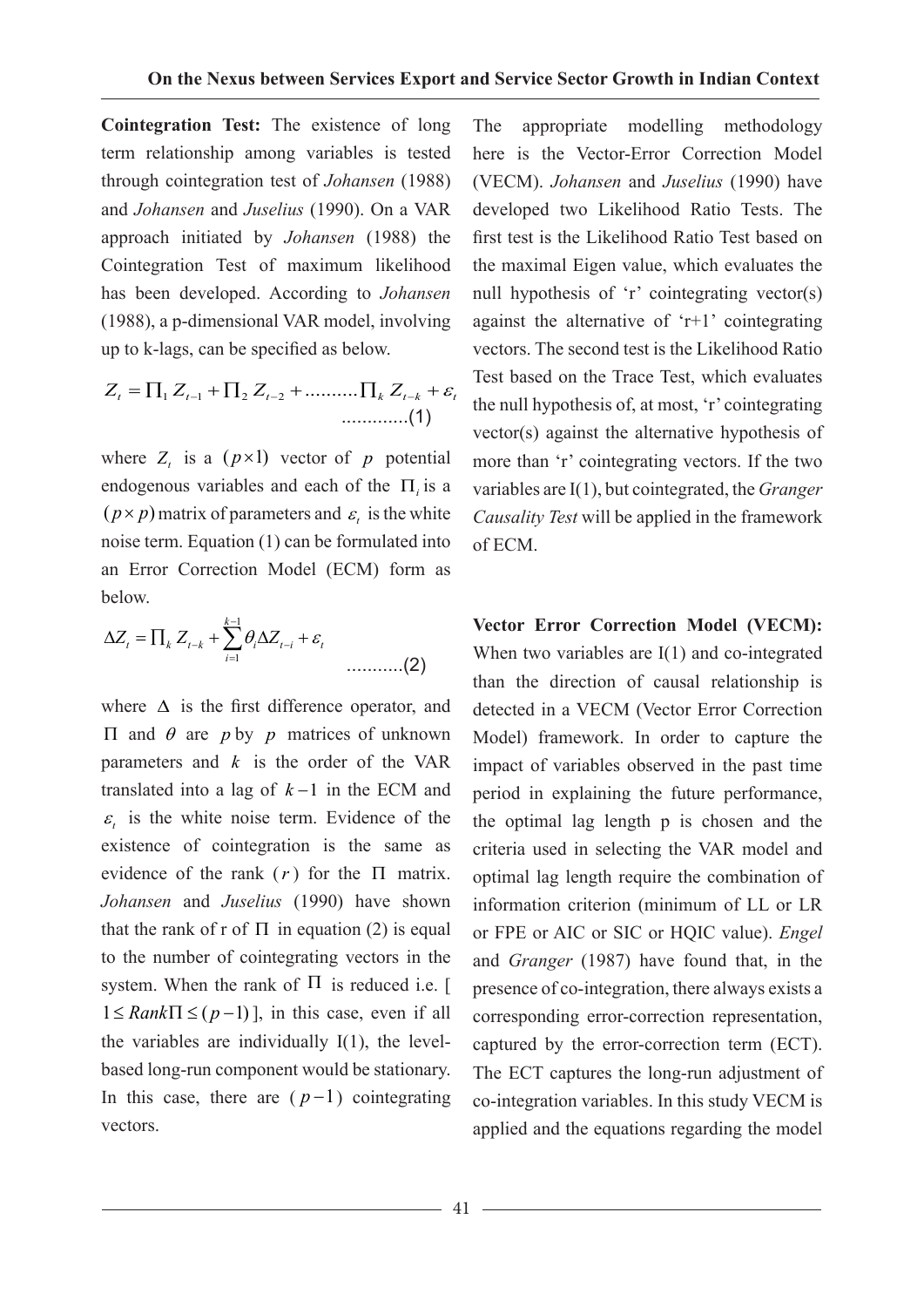**Cointegration Test:** The existence of long term relationship among variables is tested through cointegration test of *Johansen* (1988) and *Johansen* and *Juselius* (1990). On a VAR approach initiated by *Johansen* (1988) the Cointegration Test of maximum likelihood has been developed. According to *Johansen* (1988), a p-dimensional VAR model, involving up to k-lags, can be specified as below.

$$Z_t = \Pi_1 Z_{t-1} + \Pi_2 Z_{t-2} + .......... \Pi_k Z_{t-k} + \varepsilon_t \quad .............(1)$$

where $Z_t$ is a $(p \times 1)$ vector of $p$ potential endogenous variables and each of the $\Pi_i$ is a $(p \times p)$ matrix of parameters and $\varepsilon_t$ is the white noise term. Equation (1) can be formulated into an Error Correction Model (ECM) form as below.

$$\Delta Z_t = \Pi_k Z_{t-k} + \sum_{i=1}^{k-1} \theta_i \Delta Z_{t-i} + \varepsilon_t \quad ...........(2)$$

where $\Delta$ is the first difference operator, and $\Pi$ and $\theta$ are $p$ by $p$ matrices of unknown parameters and $k$ is the order of the VAR translated into a lag of $k-1$ in the ECM and $\varepsilon_t$ is the white noise term. Evidence of the existence of cointegration is the same as evidence of the rank $(r)$ for the $\Pi$ matrix. *Johansen* and *Juselius* (1990) have shown that the rank of r of $\Pi$ in equation (2) is equal to the number of cointegrating vectors in the system. When the rank of $\Pi$ is reduced i.e. [ $1 \leq Rank\Pi \leq (p-1)$ ], in this case, even if all the variables are individually I(1), the level-based long-run component would be stationary. In this case, there are $(p-1)$ cointegrating vectors.

The appropriate modelling methodology here is the Vector-Error Correction Model (VECM). *Johansen* and *Juselius* (1990) have developed two Likelihood Ratio Tests. The first test is the Likelihood Ratio Test based on the maximal Eigen value, which evaluates the null hypothesis of 'r' cointegrating vector(s) against the alternative of 'r+1' cointegrating vectors. The second test is the Likelihood Ratio Test based on the Trace Test, which evaluates the null hypothesis of, at most, 'r' cointegrating vector(s) against the alternative hypothesis of more than 'r' cointegrating vectors. If the two variables are I(1), but cointegrated, the *Granger Causality Test* will be applied in the framework of ECM.

**Vector Error Correction Model (VECM):** When two variables are I(1) and co-integrated than the direction of causal relationship is detected in a VECM (Vector Error Correction Model) framework. In order to capture the impact of variables observed in the past time period in explaining the future performance, the optimal lag length p is chosen and the criteria used in selecting the VAR model and optimal lag length require the combination of information criterion (minimum of LL or LR or FPE or AIC or SIC or HQIC value). *Engel* and *Granger* (1987) have found that, in the presence of co-integration, there always exists a corresponding error-correction representation, captured by the error-correction term (ECT). The ECT captures the long-run adjustment of co-integration variables. In this study VECM is applied and the equations regarding the model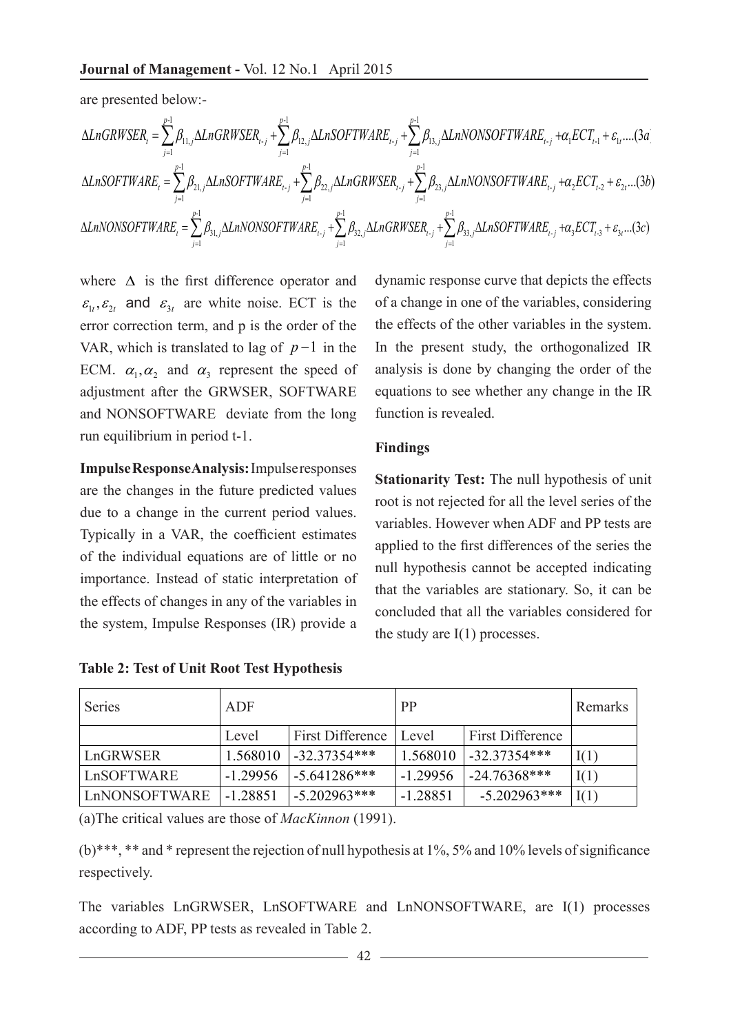are presented below:-

$$\Delta LnGRWSER_t = \sum_{j=1}^{p-1} \beta_{11,j} \Delta LnGRWSER_{t-j} + \sum_{j=1}^{p-1} \beta_{12,j} \Delta LnSOFTWARE_{t-j} + \sum_{j=1}^{p-1} \beta_{13,j} \Delta LnNONSOFTWARE_{t-j} + \alpha_1 ECT_{t-1} + \varepsilon_{1t} ....(3a)$$

$$\Delta LnSOFTWARE_t = \sum_{j=1}^{p-1} \beta_{21,j} \Delta LnSOFTWARE_{t-j} + \sum_{j=1}^{p-1} \beta_{22,j} \Delta LnGRWSER_{t-j} + \sum_{j=1}^{p-1} \beta_{23,j} \Delta LnNONSOFTWARE_{t-j} + \alpha_2 ECT_{t-2} + \varepsilon_{2t} ...(3b)$$

$$\Delta LnNONSOFTWARE_t = \sum_{j=1}^{p-1} \beta_{31,j} \Delta LnNONSOFTWARE_{t-j} + \sum_{j=1}^{p-1} \beta_{32,j} \Delta LnGRWSER_{t-j} + \sum_{j=1}^{p-1} \beta_{33,j} \Delta LnSOFTWARE_{t-j} + \alpha_3 ECT_{t-3} + \varepsilon_{3t} ...(3c)$$

where $\Delta$ is the first difference operator and $\varepsilon_{1t}, \varepsilon_{2t}$ and $\varepsilon_{3t}$ are white noise. ECT is the error correction term, and p is the order of the VAR, which is translated to lag of $p-1$ in the ECM. $\alpha_1, \alpha_2$ and $\alpha_3$ represent the speed of adjustment after the GRWSER, SOFTWARE and NONSOFTWARE deviate from the long run equilibrium in period t-1.

**Impulse Response Analysis:** Impulse responses are the changes in the future predicted values due to a change in the current period values. Typically in a VAR, the coefficient estimates of the individual equations are of little or no importance. Instead of static interpretation of the effects of changes in any of the variables in the system, Impulse Responses (IR) provide a dynamic response curve that depicts the effects of a change in one of the variables, considering the effects of the other variables in the system. In the present study, the orthogonalized IR analysis is done by changing the order of the equations to see whether any change in the IR function is revealed.

### Findings

**Stationarity Test:** The null hypothesis of unit root is not rejected for all the level series of the variables. However when ADF and PP tests are applied to the first differences of the series the null hypothesis cannot be accepted indicating that the variables are stationary. So, it can be concluded that all the variables considered for the study are I(1) processes.

**Table 2: Test of Unit Root Test Hypothesis**

| Series | ADF | | PP | | Remarks |
|---|---|---|---|---|---|
| | Level | First Difference | Level | First Difference | |
| LnGRWSER | 1.568010 | -32.37354*** | 1.568010 | -32.37354*** | I(1) |
| LnSOFTWARE | -1.29956 | -5.641286*** | -1.29956 | -24.76368*** | I(1) |
| LnNONSOFTWARE | -1.28851 | -5.202963*** | -1.28851 | -5.202963*** | I(1) |

(a)The critical values are those of *MacKinnon* (1991).

(b)***, ** and * represent the rejection of null hypothesis at 1%, 5% and 10% levels of significance respectively.

The variables LnGRWSER, LnSOFTWARE and LnNONSOFTWARE, are I(1) processes according to ADF, PP tests as revealed in Table 2.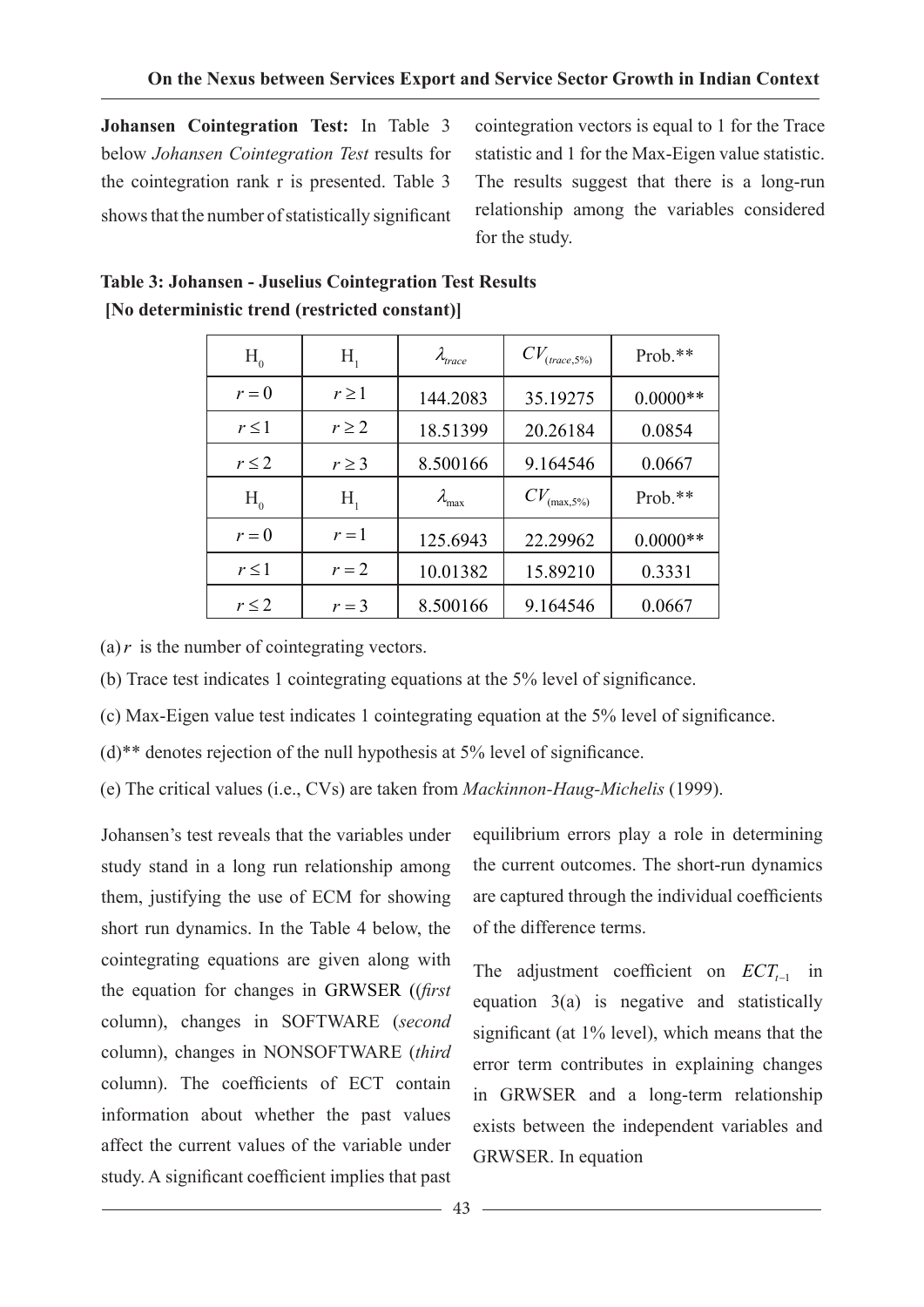**Johansen Cointegration Test:** In Table 3 below *Johansen Cointegration Test* results for the cointegration rank r is presented. Table 3 shows that the number of statistically significant cointegration vectors is equal to 1 for the Trace statistic and 1 for the Max-Eigen value statistic. The results suggest that there is a long-run relationship among the variables considered for the study.

**Table 3: Johansen - Juselius Cointegration Test Results**
**[No deterministic trend (restricted constant)]**

| $H_0$ | $H_1$ | $\lambda_{trace}$ | $CV_{(trace,5\%)}$ | Prob.** |
|---|---|---|---|---|
| $r = 0$ | $r \geq 1$ | 144.2083 | 35.19275 | 0.0000** |
| $r \leq 1$ | $r \geq 2$ | 18.51399 | 20.26184 | 0.0854 |
| $r \leq 2$ | $r \geq 3$ | 8.500166 | 9.164546 | 0.0667 |
| $H_0$ | $H_1$ | $\lambda_{max}$ | $CV_{(max,5\%)}$ | Prob.** |
| $r = 0$ | $r = 1$ | 125.6943 | 22.29962 | 0.0000** |
| $r \leq 1$ | $r = 2$ | 10.01382 | 15.89210 | 0.3331 |
| $r \leq 2$ | $r = 3$ | 8.500166 | 9.164546 | 0.0667 |

(a) $r$ is the number of cointegrating vectors.

(b) Trace test indicates 1 cointegrating equations at the 5% level of significance.

(c) Max-Eigen value test indicates 1 cointegrating equation at the 5% level of significance.

(d)** denotes rejection of the null hypothesis at 5% level of significance.

(e) The critical values (i.e., CVs) are taken from *Mackinnon-Haug-Michelis* (1999).

Johansen's test reveals that the variables under study stand in a long run relationship among them, justifying the use of ECM for showing short run dynamics. In the Table 4 below, the cointegrating equations are given along with the equation for changes in GRWSER ((*first* column), changes in SOFTWARE (*second* column), changes in NONSOFTWARE (*third* column). The coefficients of ECT contain information about whether the past values affect the current values of the variable under study. A significant coefficient implies that past equilibrium errors play a role in determining the current outcomes. The short-run dynamics are captured through the individual coefficients of the difference terms.

The adjustment coefficient on $ECT_{t-1}$ in equation 3(a) is negative and statistically significant (at 1% level), which means that the error term contributes in explaining changes in GRWSER and a long-term relationship exists between the independent variables and GRWSER. In equation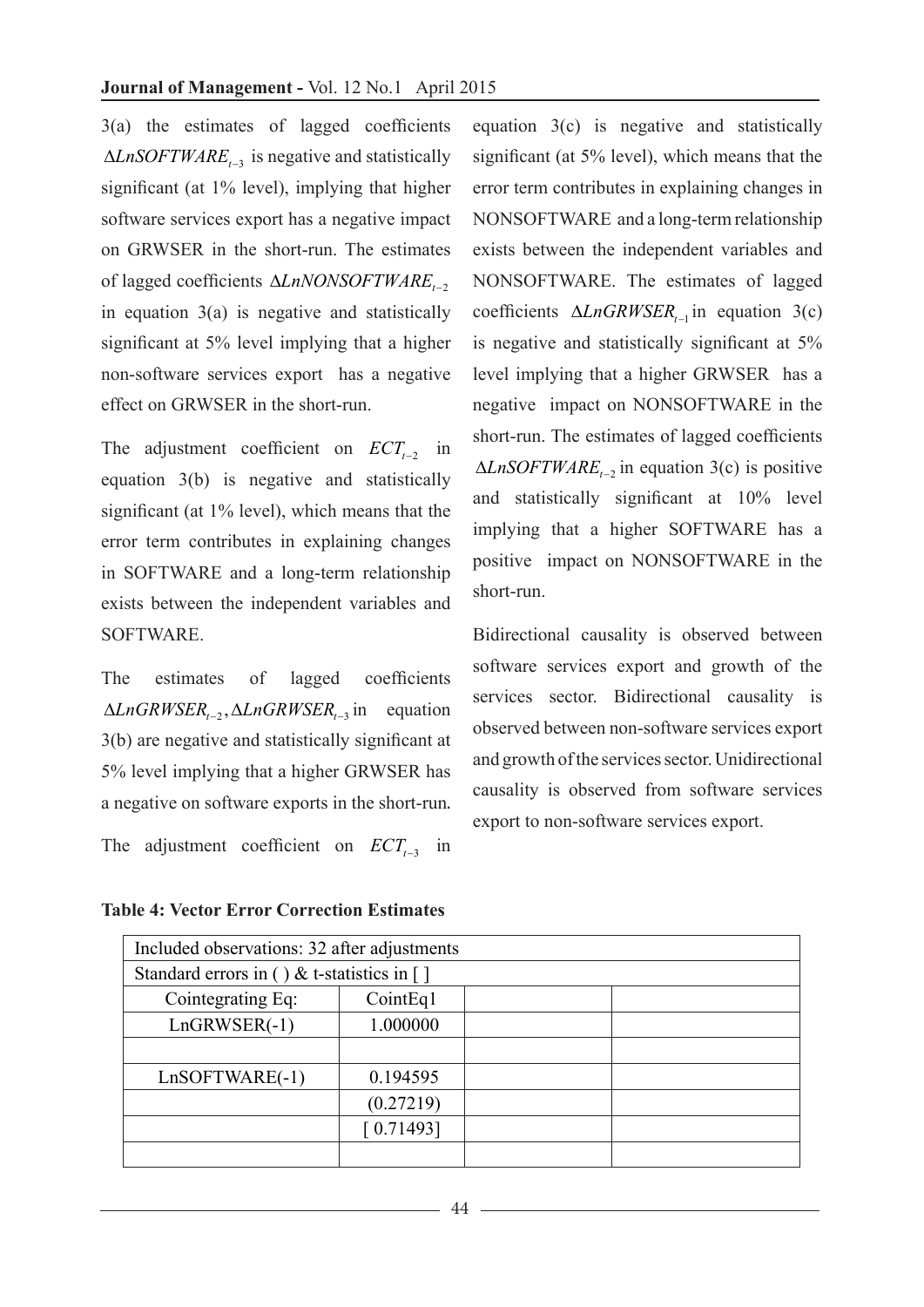3(a) the estimates of lagged coefficients $\Delta LnSOFTWARE_{t-3}$ is negative and statistically significant (at 1% level), implying that higher software services export has a negative impact on GRWSER in the short-run. The estimates of lagged coefficients $\Delta LnNONSOFTWARE_{t-2}$ in equation 3(a) is negative and statistically significant at 5% level implying that a higher non-software services export has a negative effect on GRWSER in the short-run.

The adjustment coefficient on $ECT_{t-2}$ in equation 3(b) is negative and statistically significant (at 1% level), which means that the error term contributes in explaining changes in SOFTWARE and a long-term relationship exists between the independent variables and SOFTWARE.

The estimates of lagged coefficients $\Delta LnGRWSER_{t-2}, \Delta LnGRWSER_{t-3}$ in equation 3(b) are negative and statistically significant at 5% level implying that a higher GRWSER has a negative on software exports in the short-run.

The adjustment coefficient on $ECT_{t-3}$ in equation 3(c) is negative and statistically significant (at 5% level), which means that the error term contributes in explaining changes in NONSOFTWARE and a long-term relationship exists between the independent variables and NONSOFTWARE. The estimates of lagged coefficients $\Delta LnGRWSER_{t-1}$ in equation 3(c) is negative and statistically significant at 5% level implying that a higher GRWSER has a negative impact on NONSOFTWARE in the short-run. The estimates of lagged coefficients $\Delta LnSOFTWARE_{t-2}$ in equation 3(c) is positive and statistically significant at 10% level implying that a higher SOFTWARE has a positive impact on NONSOFTWARE in the short-run.

Bidirectional causality is observed between software services export and growth of the services sector. Bidirectional causality is observed between non-software services export and growth of the services sector. Unidirectional causality is observed from software services export to non-software services export.

**Table 4: Vector Error Correction Estimates**

| Included observations: 32 after adjustments | | | |
|---|---|---|---|
| Standard errors in ( ) & t-statistics in [ ] | | | |
| Cointegrating Eq: | CointEq1 | | |
| LnGRWSER(-1) | 1.000000 | | |
| | | | |
| LnSOFTWARE(-1) | 0.194595 | | |
| | (0.27219) | | |
| | [ 0.71493] | | |
| | | | |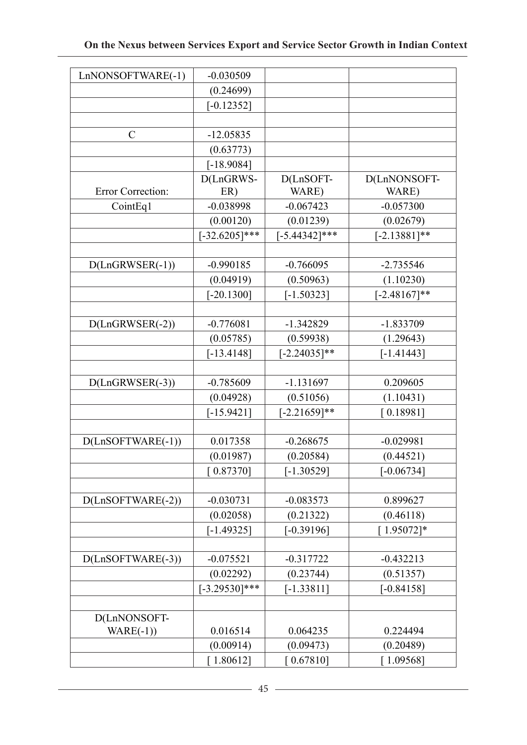| LnNONSOFTWARE(-1) | -0.030509 | | |
|---|---|---|---|
| | (0.24699) | | |
| | [-0.12352] | | |
| | | | |
| C | -12.05835 | | |
| | (0.63773) | | |
| | [-18.9084] | | |
| Error Correction: | D(LnGRWS-ER) | D(LnSOFT-WARE) | D(LnNONSOFT-WARE) |
| CointEq1 | -0.038998 | -0.067423 | -0.057300 |
| | (0.00120) | (0.01239) | (0.02679) |
| | [-32.6205]*** | [-5.44342]*** | [-2.13881]** |
| | | | |
| D(LnGRWSER(-1)) | -0.990185 | -0.766095 | -2.735546 |
| | (0.04919) | (0.50963) | (1.10230) |
| | [-20.1300] | [-1.50323] | [-2.48167]** |
| | | | |
| D(LnGRWSER(-2)) | -0.776081 | -1.342829 | -1.833709 |
| | (0.05785) | (0.59938) | (1.29643) |
| | [-13.4148] | [-2.24035]** | [-1.41443] |
| | | | |
| D(LnGRWSER(-3)) | -0.785609 | -1.131697 | 0.209605 |
| | (0.04928) | (0.51056) | (1.10431) |
| | [-15.9421] | [-2.21659]** | [ 0.18981] |
| | | | |
| D(LnSOFTWARE(-1)) | 0.017358 | -0.268675 | -0.029981 |
| | (0.01987) | (0.20584) | (0.44521) |
| | [ 0.87370] | [-1.30529] | [-0.06734] |
| | | | |
| D(LnSOFTWARE(-2)) | -0.030731 | -0.083573 | 0.899627 |
| | (0.02058) | (0.21322) | (0.46118) |
| | [-1.49325] | [-0.39196] | [ 1.95072]* |
| | | | |
| D(LnSOFTWARE(-3)) | -0.075521 | -0.317722 | -0.432213 |
| | (0.02292) | (0.23744) | (0.51357) |
| | [-3.29530]*** | [-1.33811] | [-0.84158] |
| | | | |
| D(LnNONSOFT-WARE(-1)) | 0.016514 | 0.064235 | 0.224494 |
| | (0.00914) | (0.09473) | (0.20489) |
| | [ 1.80612] | [ 0.67810] | [ 1.09568] |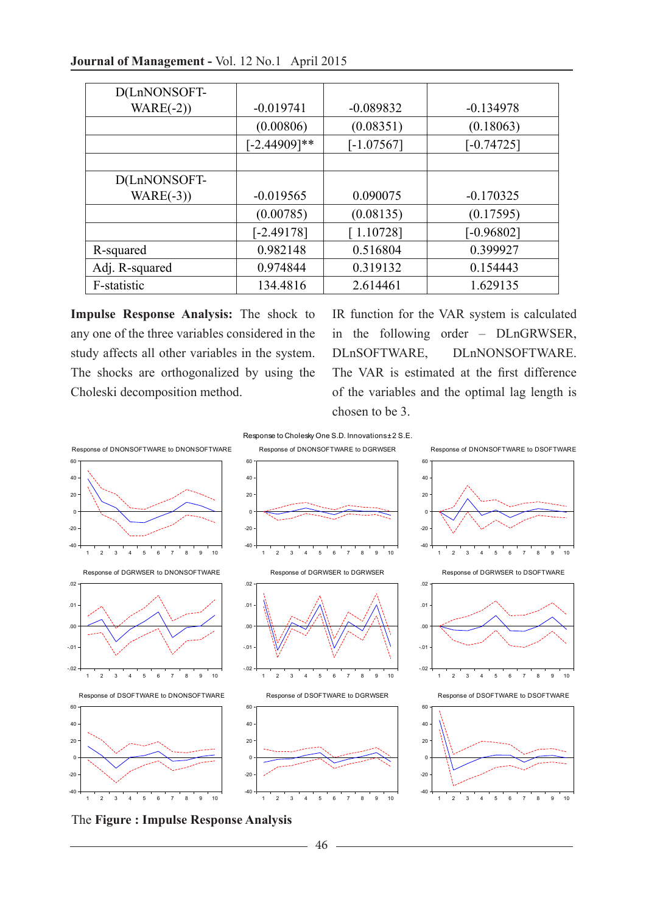| | | | |
|---|---|---|---|
| D(LnNONSOFT-WARE(-2)) | -0.019741 | -0.089832 | -0.134978 |
| | (0.00806) | (0.08351) | (0.18063) |
| | [-2.44909]** | [-1.07567] | [-0.74725] |
| | | | |
| D(LnNONSOFT-WARE(-3)) | -0.019565 | 0.090075 | -0.170325 |
| | (0.00785) | (0.08135) | (0.17595) |
| | [-2.49178] | [ 1.10728] | [-0.96802] |
| R-squared | 0.982148 | 0.516804 | 0.399927 |
| Adj. R-squared | 0.974844 | 0.319132 | 0.154443 |
| F-statistic | 134.4816 | 2.614461 | 1.629135 |

**Impulse Response Analysis:** The shock to any one of the three variables considered in the study affects all other variables in the system. The shocks are orthogonalized by using the Choleski decomposition method. IR function for the VAR system is calculated in the following order – DLnGRWSER, DLnSOFTWARE, DLnNONSOFTWARE. The VAR is estimated at the first difference of the variables and the optimal lag length is chosen to be 3.

Response to Cholesky One S.D. Innovations±2 S.E.

The **Figure : Impulse Response Analysis**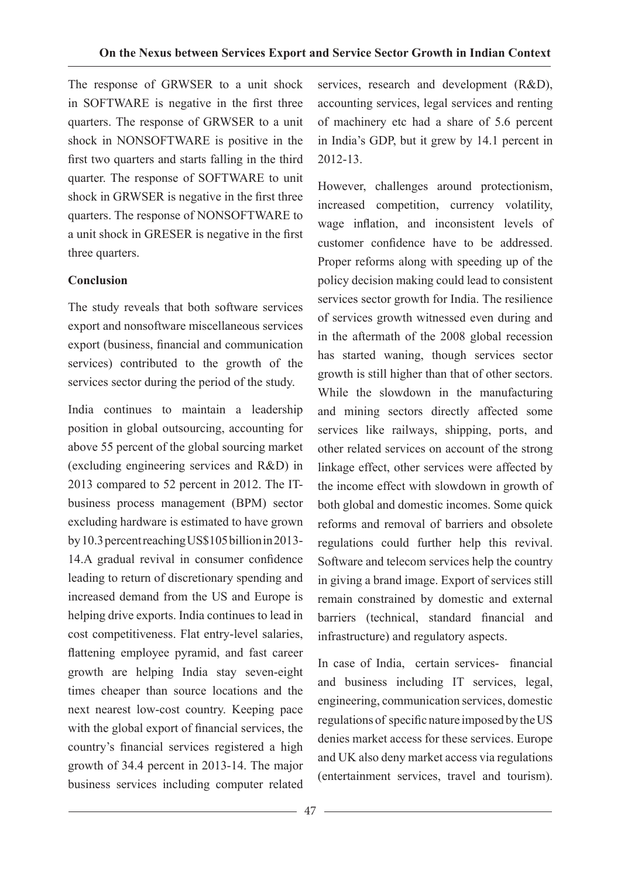The response of GRWSER to a unit shock in SOFTWARE is negative in the first three quarters. The response of GRWSER to a unit shock in NONSOFTWARE is positive in the first two quarters and starts falling in the third quarter. The response of SOFTWARE to unit shock in GRWSER is negative in the first three quarters. The response of NONSOFTWARE to a unit shock in GRESER is negative in the first three quarters.

## Conclusion

The study reveals that both software services export and nonsoftware miscellaneous services export (business, financial and communication services) contributed to the growth of the services sector during the period of the study.

India continues to maintain a leadership position in global outsourcing, accounting for above 55 percent of the global sourcing market (excluding engineering services and R&D) in 2013 compared to 52 percent in 2012. The IT-business process management (BPM) sector excluding hardware is estimated to have grown by 10.3 percent reaching US$105 billion in 2013-14.A gradual revival in consumer confidence leading to return of discretionary spending and increased demand from the US and Europe is helping drive exports. India continues to lead in cost competitiveness. Flat entry-level salaries, flattening employee pyramid, and fast career growth are helping India stay seven-eight times cheaper than source locations and the next nearest low-cost country. Keeping pace with the global export of financial services, the country's financial services registered a high growth of 34.4 percent in 2013-14. The major business services including computer related services, research and development (R&D), accounting services, legal services and renting of machinery etc had a share of 5.6 percent in India's GDP, but it grew by 14.1 percent in 2012-13.

However, challenges around protectionism, increased competition, currency volatility, wage inflation, and inconsistent levels of customer confidence have to be addressed. Proper reforms along with speeding up of the policy decision making could lead to consistent services sector growth for India. The resilience of services growth witnessed even during and in the aftermath of the 2008 global recession has started waning, though services sector growth is still higher than that of other sectors. While the slowdown in the manufacturing and mining sectors directly affected some services like railways, shipping, ports, and other related services on account of the strong linkage effect, other services were affected by the income effect with slowdown in growth of both global and domestic incomes. Some quick reforms and removal of barriers and obsolete regulations could further help this revival. Software and telecom services help the country in giving a brand image. Export of services still remain constrained by domestic and external barriers (technical, standard financial and infrastructure) and regulatory aspects.

In case of India, certain services- financial and business including IT services, legal, engineering, communication services, domestic regulations of specific nature imposed by the US denies market access for these services. Europe and UK also deny market access via regulations (entertainment services, travel and tourism).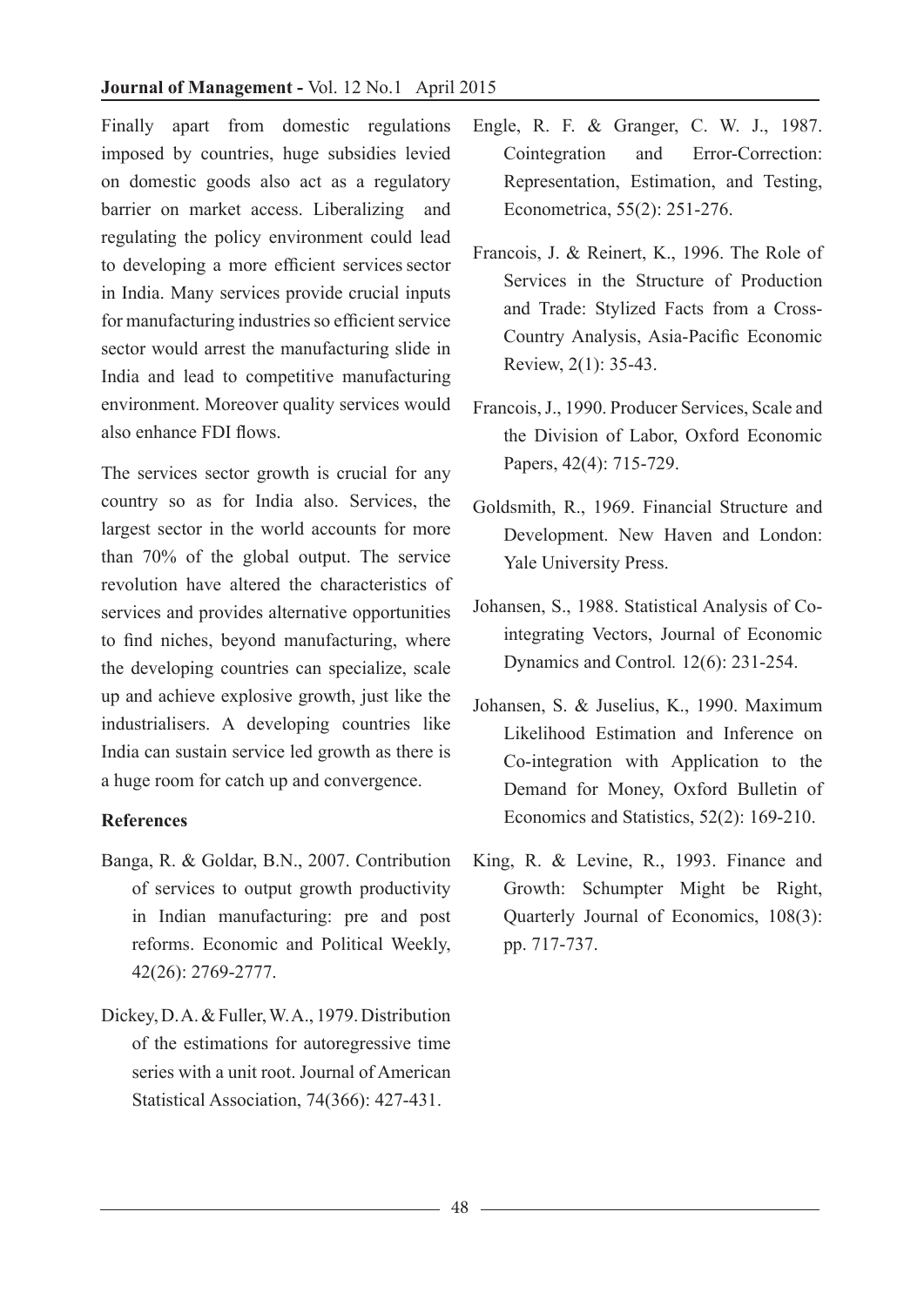Finally apart from domestic regulations imposed by countries, huge subsidies levied on domestic goods also act as a regulatory barrier on market access. Liberalizing and regulating the policy environment could lead to developing a more efficient services sector in India. Many services provide crucial inputs for manufacturing industries so efficient service sector would arrest the manufacturing slide in India and lead to competitive manufacturing environment. Moreover quality services would also enhance FDI flows.

The services sector growth is crucial for any country so as for India also. Services, the largest sector in the world accounts for more than 70% of the global output. The service revolution have altered the characteristics of services and provides alternative opportunities to find niches, beyond manufacturing, where the developing countries can specialize, scale up and achieve explosive growth, just like the industrialisers. A developing countries like India can sustain service led growth as there is a huge room for catch up and convergence.

**References**

Banga, R. & Goldar, B.N., 2007. Contribution of services to output growth productivity in Indian manufacturing: pre and post reforms. Economic and Political Weekly, 42(26): 2769-2777.

Dickey, D.A. & Fuller, W.A., 1979. Distribution of the estimations for autoregressive time series with a unit root. Journal of American Statistical Association, 74(366): 427-431.

Engle, R. F. & Granger, C. W. J., 1987. Cointegration and Error-Correction: Representation, Estimation, and Testing, Econometrica, 55(2): 251-276.

Francois, J. & Reinert, K., 1996. The Role of Services in the Structure of Production and Trade: Stylized Facts from a Cross-Country Analysis, Asia-Pacific Economic Review, 2(1): 35-43.

Francois, J., 1990. Producer Services, Scale and the Division of Labor, Oxford Economic Papers, 42(4): 715-729.

Goldsmith, R., 1969. Financial Structure and Development. New Haven and London: Yale University Press.

Johansen, S., 1988. Statistical Analysis of Co-integrating Vectors, Journal of Economic Dynamics and Control*.* 12(6): 231-254.

Johansen, S. & Juselius, K., 1990. Maximum Likelihood Estimation and Inference on Co-integration with Application to the Demand for Money, Oxford Bulletin of Economics and Statistics, 52(2): 169-210.

King, R. & Levine, R., 1993. Finance and Growth: Schumpter Might be Right, Quarterly Journal of Economics, 108(3): pp. 717-737.